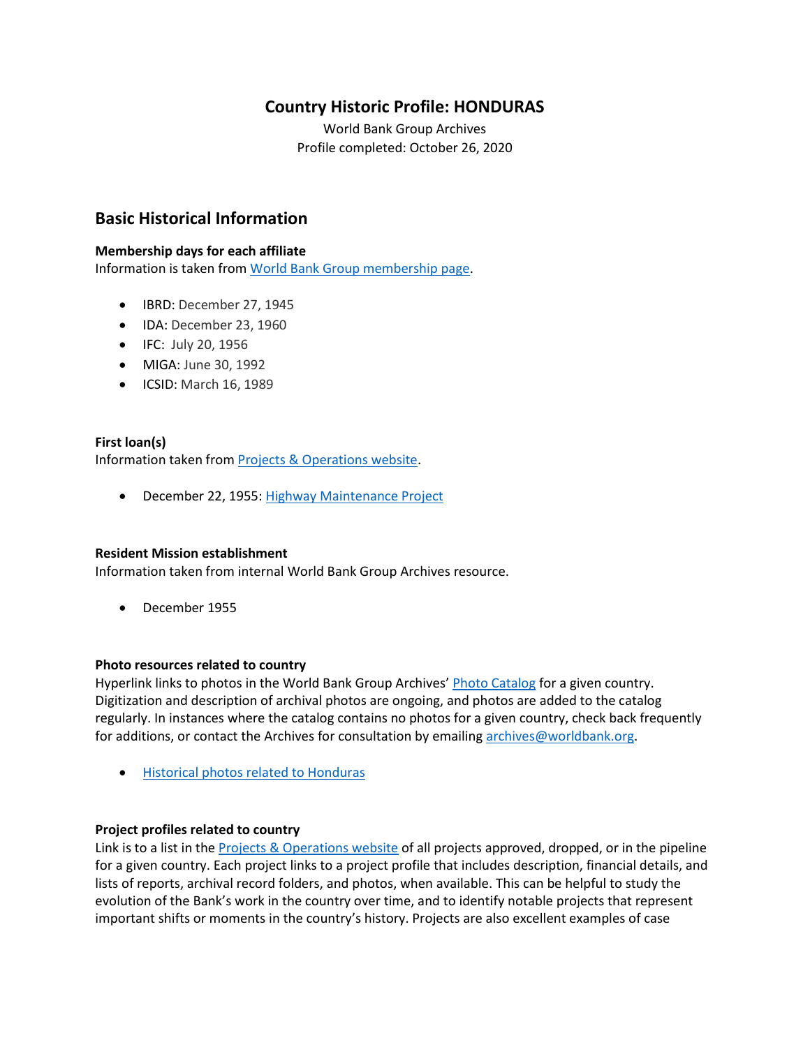# Country Historic Profile: HONDURAS

World Bank Group Archives
Profile completed: October 26, 2020

## Basic Historical Information

**Membership days for each affiliate**
Information is taken from [World Bank Group membership page](#).

- IBRD: December 27, 1945
- IDA: December 23, 1960
- IFC: July 20, 1956
- MIGA: June 30, 1992
- ICSID: March 16, 1989

**First loan(s)**
Information taken from [Projects & Operations website](#).

- December 22, 1955: [Highway Maintenance Project](#)

**Resident Mission establishment**
Information taken from internal World Bank Group Archives resource.

- December 1955

**Photo resources related to country**
Hyperlink links to photos in the World Bank Group Archives' [Photo Catalog](#) for a given country. Digitization and description of archival photos are ongoing, and photos are added to the catalog regularly. In instances where the catalog contains no photos for a given country, check back frequently for additions, or contact the Archives for consultation by emailing [archives@worldbank.org](mailto:archives@worldbank.org).

- [Historical photos related to Honduras](#)

**Project profiles related to country**
Link is to a list in the [Projects & Operations website](#) of all projects approved, dropped, or in the pipeline for a given country. Each project links to a project profile that includes description, financial details, and lists of reports, archival record folders, and photos, when available. This can be helpful to study the evolution of the Bank's work in the country over time, and to identify notable projects that represent important shifts or moments in the country's history. Projects are also excellent examples of case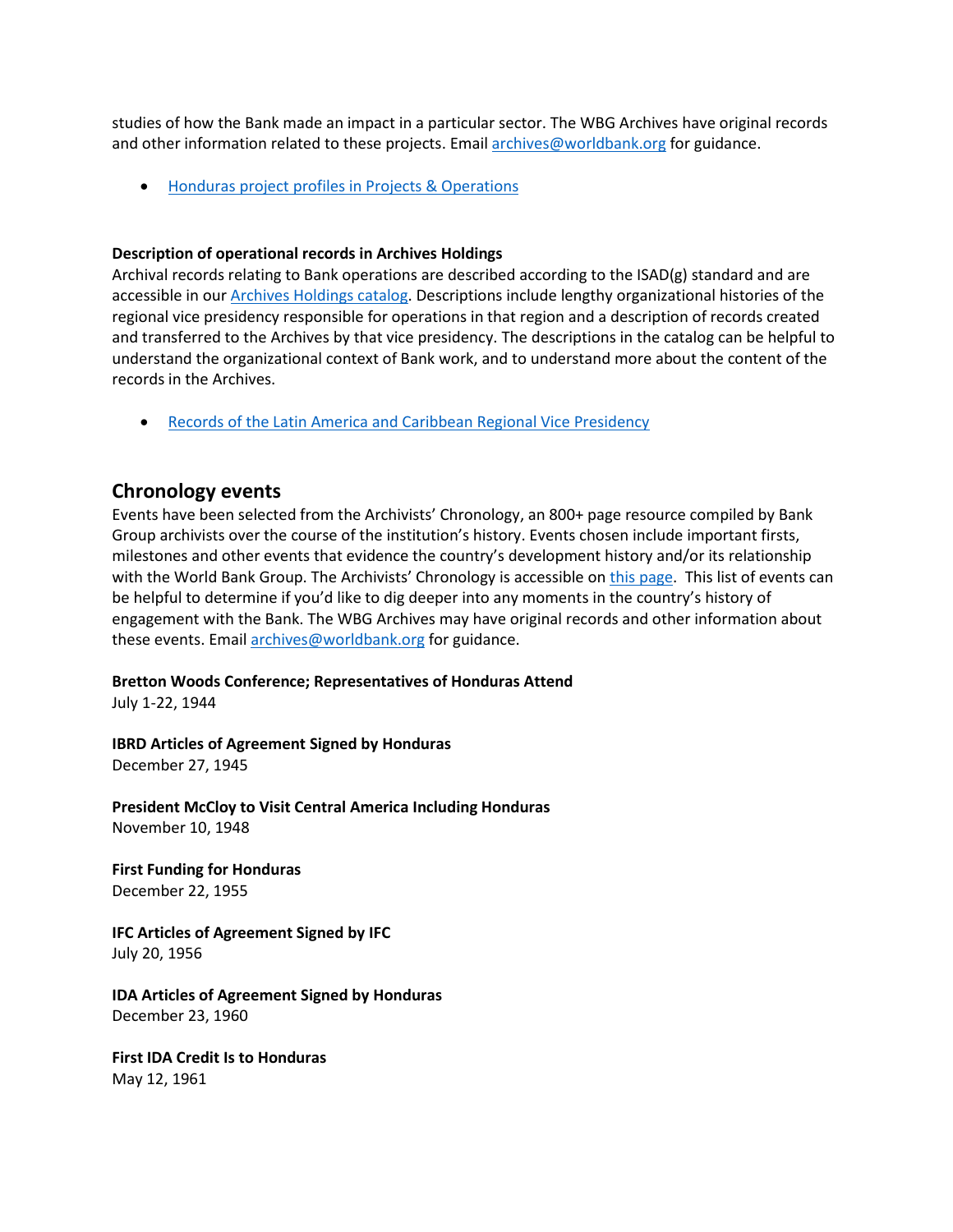studies of how the Bank made an impact in a particular sector. The WBG Archives have original records and other information related to these projects. Email [archives@worldbank.org](mailto:archives@worldbank.org) for guidance.

- [Honduras project profiles in Projects & Operations]()

**Description of operational records in Archives Holdings**

Archival records relating to Bank operations are described according to the ISAD(g) standard and are accessible in our [Archives Holdings catalog](). Descriptions include lengthy organizational histories of the regional vice presidency responsible for operations in that region and a description of records created and transferred to the Archives by that vice presidency. The descriptions in the catalog can be helpful to understand the organizational context of Bank work, and to understand more about the content of the records in the Archives.

- [Records of the Latin America and Caribbean Regional Vice Presidency]()

## Chronology events

Events have been selected from the Archivists' Chronology, an 800+ page resource compiled by Bank Group archivists over the course of the institution's history. Events chosen include important firsts, milestones and other events that evidence the country's development history and/or its relationship with the World Bank Group. The Archivists' Chronology is accessible on [this page](). This list of events can be helpful to determine if you'd like to dig deeper into any moments in the country's history of engagement with the Bank. The WBG Archives may have original records and other information about these events. Email [archives@worldbank.org](mailto:archives@worldbank.org) for guidance.

**Bretton Woods Conference; Representatives of Honduras Attend**
July 1-22, 1944

**IBRD Articles of Agreement Signed by Honduras**
December 27, 1945

**President McCloy to Visit Central America Including Honduras**
November 10, 1948

**First Funding for Honduras**
December 22, 1955

**IFC Articles of Agreement Signed by IFC**
July 20, 1956

**IDA Articles of Agreement Signed by Honduras**
December 23, 1960

**First IDA Credit Is to Honduras**
May 12, 1961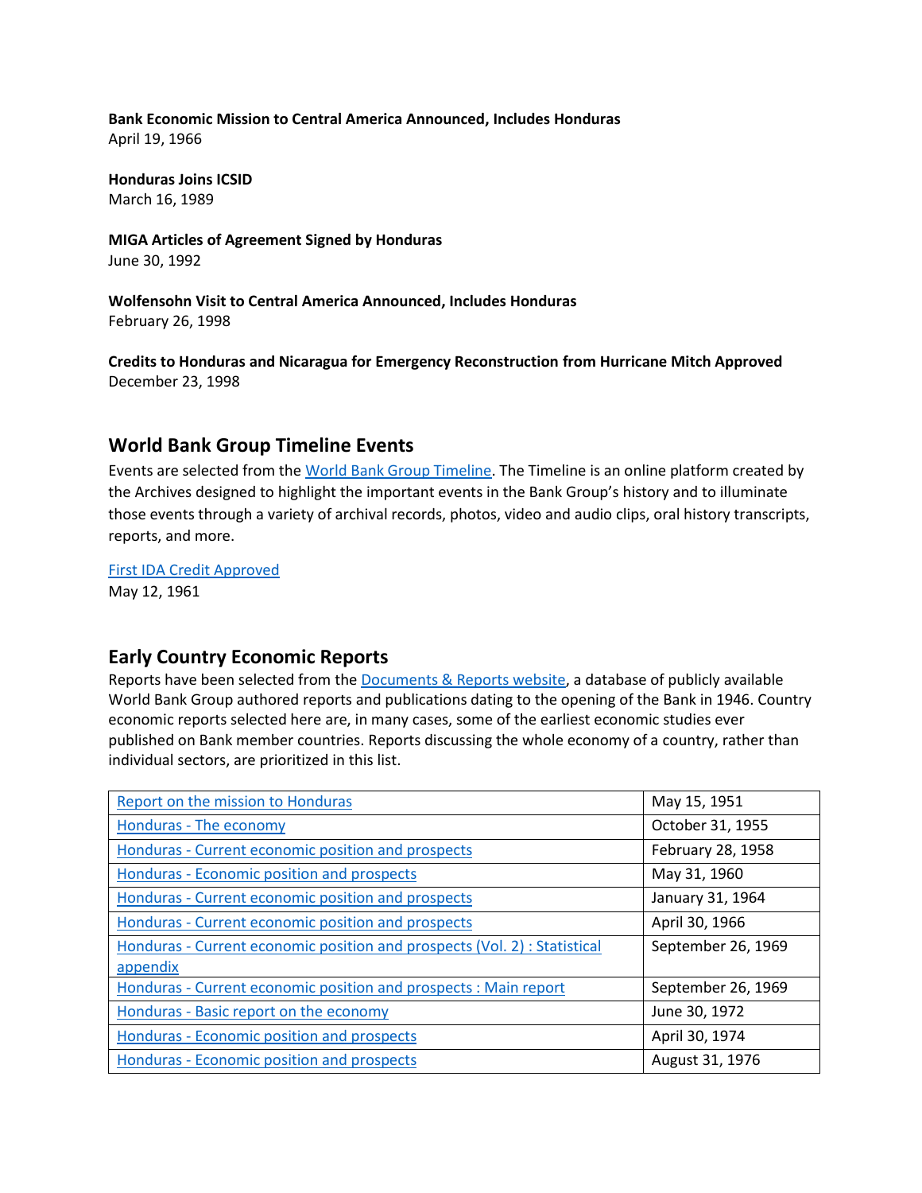**Bank Economic Mission to Central America Announced, Includes Honduras**
April 19, 1966

**Honduras Joins ICSID**
March 16, 1989

**MIGA Articles of Agreement Signed by Honduras**
June 30, 1992

**Wolfensohn Visit to Central America Announced, Includes Honduras**
February 26, 1998

**Credits to Honduras and Nicaragua for Emergency Reconstruction from Hurricane Mitch Approved**
December 23, 1998

## World Bank Group Timeline Events

Events are selected from the World Bank Group Timeline. The Timeline is an online platform created by the Archives designed to highlight the important events in the Bank Group's history and to illuminate those events through a variety of archival records, photos, video and audio clips, oral history transcripts, reports, and more.

First IDA Credit Approved
May 12, 1961

## Early Country Economic Reports

Reports have been selected from the Documents & Reports website, a database of publicly available World Bank Group authored reports and publications dating to the opening of the Bank in 1946. Country economic reports selected here are, in many cases, some of the earliest economic studies ever published on Bank member countries. Reports discussing the whole economy of a country, rather than individual sectors, are prioritized in this list.

| Report | Date |
|---|---|
| Report on the mission to Honduras | May 15, 1951 |
| Honduras - The economy | October 31, 1955 |
| Honduras - Current economic position and prospects | February 28, 1958 |
| Honduras - Economic position and prospects | May 31, 1960 |
| Honduras - Current economic position and prospects | January 31, 1964 |
| Honduras - Current economic position and prospects | April 30, 1966 |
| Honduras - Current economic position and prospects (Vol. 2) : Statistical appendix | September 26, 1969 |
| Honduras - Current economic position and prospects : Main report | September 26, 1969 |
| Honduras - Basic report on the economy | June 30, 1972 |
| Honduras - Economic position and prospects | April 30, 1974 |
| Honduras - Economic position and prospects | August 31, 1976 |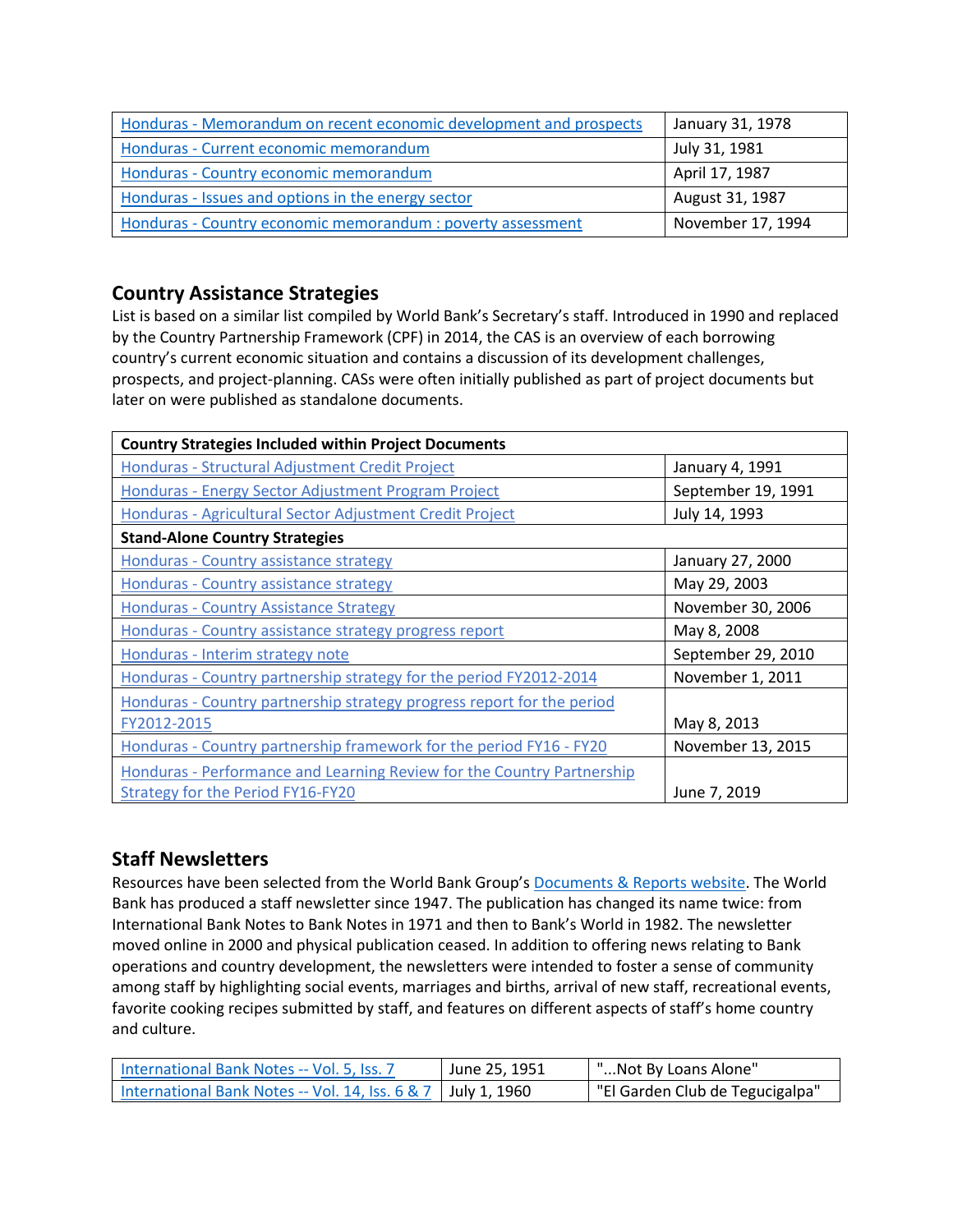| | |
|---|---|
| Honduras - Memorandum on recent economic development and prospects | January 31, 1978 |
| Honduras - Current economic memorandum | July 31, 1981 |
| Honduras - Country economic memorandum | April 17, 1987 |
| Honduras - Issues and options in the energy sector | August 31, 1987 |
| Honduras - Country economic memorandum : poverty assessment | November 17, 1994 |

## Country Assistance Strategies

List is based on a similar list compiled by World Bank's Secretary's staff. Introduced in 1990 and replaced by the Country Partnership Framework (CPF) in 2014, the CAS is an overview of each borrowing country's current economic situation and contains a discussion of its development challenges, prospects, and project-planning. CASs were often initially published as part of project documents but later on were published as standalone documents.

| **Country Strategies Included within Project Documents** | |
|---|---|
| Honduras - Structural Adjustment Credit Project | January 4, 1991 |
| Honduras - Energy Sector Adjustment Program Project | September 19, 1991 |
| Honduras - Agricultural Sector Adjustment Credit Project | July 14, 1993 |
| **Stand-Alone Country Strategies** | |
| Honduras - Country assistance strategy | January 27, 2000 |
| Honduras - Country assistance strategy | May 29, 2003 |
| Honduras - Country Assistance Strategy | November 30, 2006 |
| Honduras - Country assistance strategy progress report | May 8, 2008 |
| Honduras - Interim strategy note | September 29, 2010 |
| Honduras - Country partnership strategy for the period FY2012-2014 | November 1, 2011 |
| Honduras - Country partnership strategy progress report for the period FY2012-2015 | May 8, 2013 |
| Honduras - Country partnership framework for the period FY16 - FY20 | November 13, 2015 |
| Honduras - Performance and Learning Review for the Country Partnership Strategy for the Period FY16-FY20 | June 7, 2019 |

## Staff Newsletters

Resources have been selected from the World Bank Group's Documents & Reports website. The World Bank has produced a staff newsletter since 1947. The publication has changed its name twice: from International Bank Notes to Bank Notes in 1971 and then to Bank's World in 1982. The newsletter moved online in 2000 and physical publication ceased. In addition to offering news relating to Bank operations and country development, the newsletters were intended to foster a sense of community among staff by highlighting social events, marriages and births, arrival of new staff, recreational events, favorite cooking recipes submitted by staff, and features on different aspects of staff's home country and culture.

| | | |
|---|---|---|
| International Bank Notes -- Vol. 5, Iss. 7 | June 25, 1951 | "...Not By Loans Alone" |
| International Bank Notes -- Vol. 14, Iss. 6 & 7 | July 1, 1960 | "El Garden Club de Tegucigalpa" |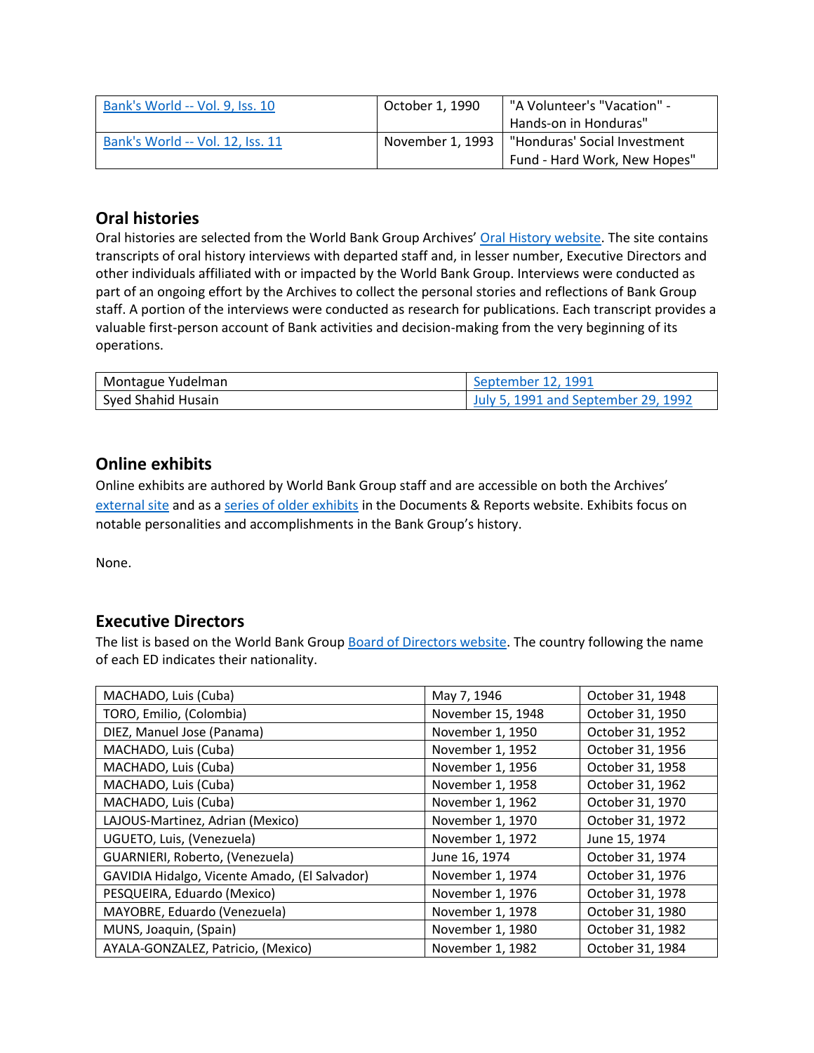| [Bank's World -- Vol. 9, Iss. 10]() | October 1, 1990 | "A Volunteer's "Vacation" - Hands-on in Honduras" |
|---|---|---|
| [Bank's World -- Vol. 12, Iss. 11]() | November 1, 1993 | "Honduras' Social Investment Fund - Hard Work, New Hopes" |

## Oral histories

Oral histories are selected from the World Bank Group Archives' [Oral History website](). The site contains transcripts of oral history interviews with departed staff and, in lesser number, Executive Directors and other individuals affiliated with or impacted by the World Bank Group. Interviews were conducted as part of an ongoing effort by the Archives to collect the personal stories and reflections of Bank Group staff. A portion of the interviews were conducted as research for publications. Each transcript provides a valuable first-person account of Bank activities and decision-making from the very beginning of its operations.

| Montague Yudelman | [September 12, 1991]() |
|---|---|
| Syed Shahid Husain | [July 5, 1991 and September 29, 1992]() |

## Online exhibits

Online exhibits are authored by World Bank Group staff and are accessible on both the Archives' [external site]() and as a [series of older exhibits]() in the Documents & Reports website. Exhibits focus on notable personalities and accomplishments in the Bank Group's history.

None.

## Executive Directors

The list is based on the World Bank Group [Board of Directors website](). The country following the name of each ED indicates their nationality.

| MACHADO, Luis (Cuba) | May 7, 1946 | October 31, 1948 |
|---|---|---|
| TORO, Emilio, (Colombia) | November 15, 1948 | October 31, 1950 |
| DIEZ, Manuel Jose (Panama) | November 1, 1950 | October 31, 1952 |
| MACHADO, Luis (Cuba) | November 1, 1952 | October 31, 1956 |
| MACHADO, Luis (Cuba) | November 1, 1956 | October 31, 1958 |
| MACHADO, Luis (Cuba) | November 1, 1958 | October 31, 1962 |
| MACHADO, Luis (Cuba) | November 1, 1962 | October 31, 1970 |
| LAJOUS-Martinez, Adrian (Mexico) | November 1, 1970 | October 31, 1972 |
| UGUETO, Luis, (Venezuela) | November 1, 1972 | June 15, 1974 |
| GUARNIERI, Roberto, (Venezuela) | June 16, 1974 | October 31, 1974 |
| GAVIDIA Hidalgo, Vicente Amado, (El Salvador) | November 1, 1974 | October 31, 1976 |
| PESQUEIRA, Eduardo (Mexico) | November 1, 1976 | October 31, 1978 |
| MAYOBRE, Eduardo (Venezuela) | November 1, 1978 | October 31, 1980 |
| MUNS, Joaquin, (Spain) | November 1, 1980 | October 31, 1982 |
| AYALA-GONZALEZ, Patricio, (Mexico) | November 1, 1982 | October 31, 1984 |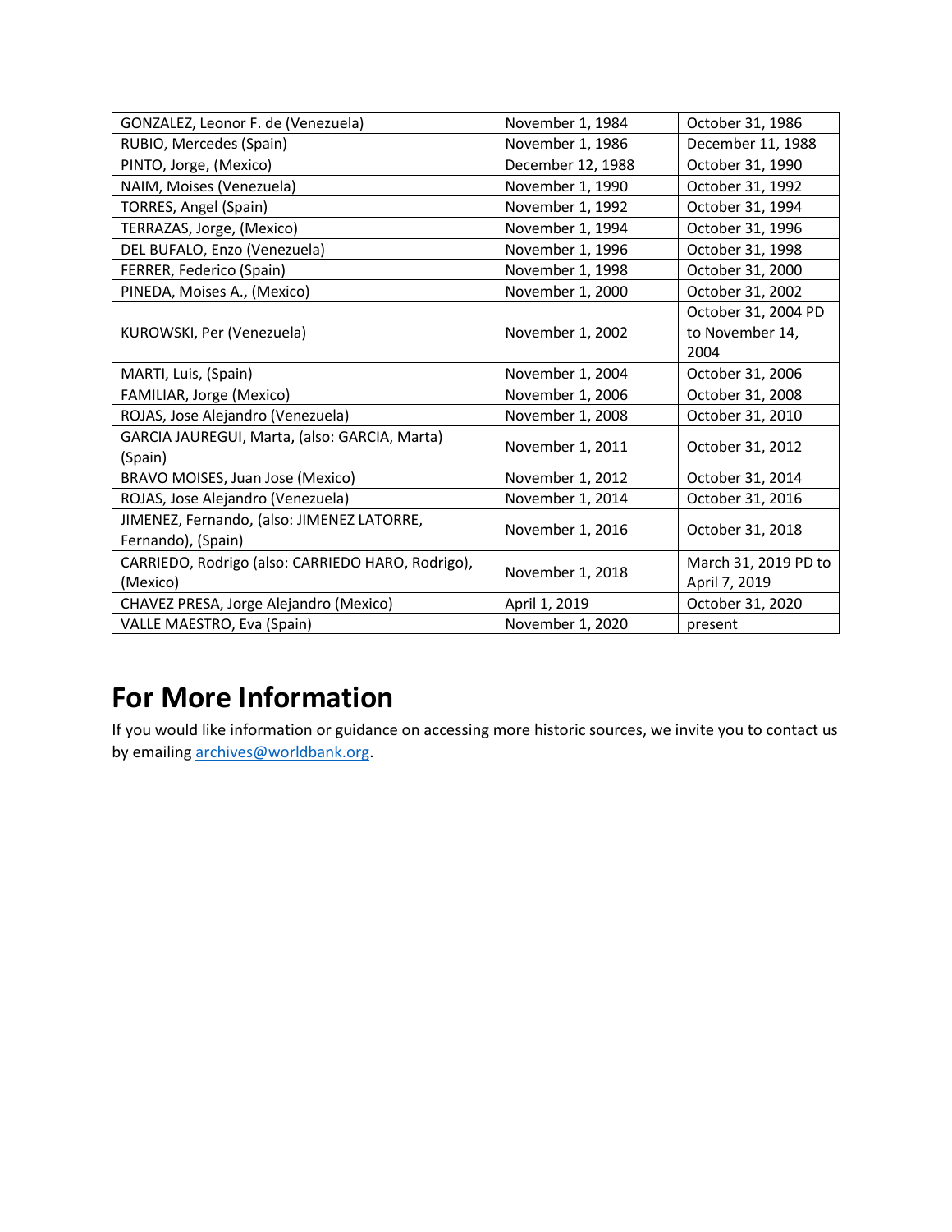| | | |
|---|---|---|
| GONZALEZ, Leonor F. de (Venezuela) | November 1, 1984 | October 31, 1986 |
| RUBIO, Mercedes (Spain) | November 1, 1986 | December 11, 1988 |
| PINTO, Jorge, (Mexico) | December 12, 1988 | October 31, 1990 |
| NAIM, Moises (Venezuela) | November 1, 1990 | October 31, 1992 |
| TORRES, Angel (Spain) | November 1, 1992 | October 31, 1994 |
| TERRAZAS, Jorge, (Mexico) | November 1, 1994 | October 31, 1996 |
| DEL BUFALO, Enzo (Venezuela) | November 1, 1996 | October 31, 1998 |
| FERRER, Federico (Spain) | November 1, 1998 | October 31, 2000 |
| PINEDA, Moises A., (Mexico) | November 1, 2000 | October 31, 2002 |
| KUROWSKI, Per (Venezuela) | November 1, 2002 | October 31, 2004 PD to November 14, 2004 |
| MARTI, Luis, (Spain) | November 1, 2004 | October 31, 2006 |
| FAMILIAR, Jorge (Mexico) | November 1, 2006 | October 31, 2008 |
| ROJAS, Jose Alejandro (Venezuela) | November 1, 2008 | October 31, 2010 |
| GARCIA JAUREGUI, Marta, (also: GARCIA, Marta) (Spain) | November 1, 2011 | October 31, 2012 |
| BRAVO MOISES, Juan Jose (Mexico) | November 1, 2012 | October 31, 2014 |
| ROJAS, Jose Alejandro (Venezuela) | November 1, 2014 | October 31, 2016 |
| JIMENEZ, Fernando, (also: JIMENEZ LATORRE, Fernando), (Spain) | November 1, 2016 | October 31, 2018 |
| CARRIEDO, Rodrigo (also: CARRIEDO HARO, Rodrigo), (Mexico) | November 1, 2018 | March 31, 2019 PD to April 7, 2019 |
| CHAVEZ PRESA, Jorge Alejandro (Mexico) | April 1, 2019 | October 31, 2020 |
| VALLE MAESTRO, Eva (Spain) | November 1, 2020 | present |

## For More Information

If you would like information or guidance on accessing more historic sources, we invite you to contact us by emailing archives@worldbank.org.